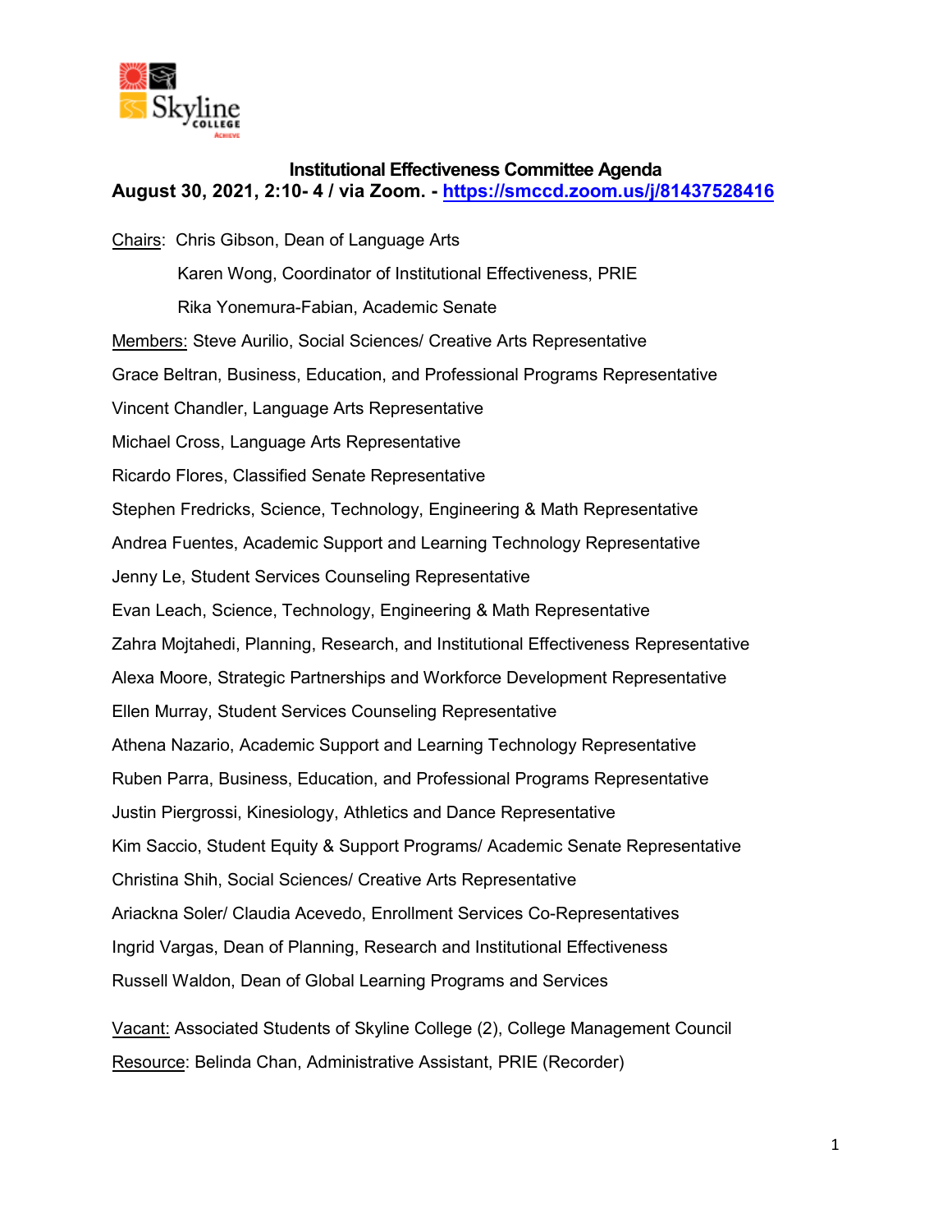**Institutional Effectiveness Committee Agenda**

**August 30, 2021, 2:10- 4 / via Zoom. - [https://smccd.zoom.us/j/81437528416](https://smccd.zoom.us/j/81437528416)**

Chairs: Chris Gibson, Dean of Language Arts

Karen Wong, Coordinator of Institutional Effectiveness, PRIE

Rika Yonemura-Fabian, Academic Senate

Members: Steve Aurilio, Social Sciences/ Creative Arts Representative

Grace Beltran, Business, Education, and Professional Programs Representative

Vincent Chandler, Language Arts Representative

Michael Cross, Language Arts Representative

Ricardo Flores, Classified Senate Representative

Stephen Fredricks, Science, Technology, Engineering & Math Representative

Andrea Fuentes, Academic Support and Learning Technology Representative

Jenny Le, Student Services Counseling Representative

Evan Leach, Science, Technology, Engineering & Math Representative

Zahra Mojtahedi, Planning, Research, and Institutional Effectiveness Representative

Alexa Moore, Strategic Partnerships and Workforce Development Representative

Ellen Murray, Student Services Counseling Representative

Athena Nazario, Academic Support and Learning Technology Representative

Ruben Parra, Business, Education, and Professional Programs Representative

Justin Piergrossi, Kinesiology, Athletics and Dance Representative

Kim Saccio, Student Equity & Support Programs/ Academic Senate Representative

Christina Shih, Social Sciences/ Creative Arts Representative

Ariackna Soler/ Claudia Acevedo, Enrollment Services Co-Representatives

Ingrid Vargas, Dean of Planning, Research and Institutional Effectiveness

Russell Waldon, Dean of Global Learning Programs and Services

Vacant: Associated Students of Skyline College (2), College Management Council

Resource: Belinda Chan, Administrative Assistant, PRIE (Recorder)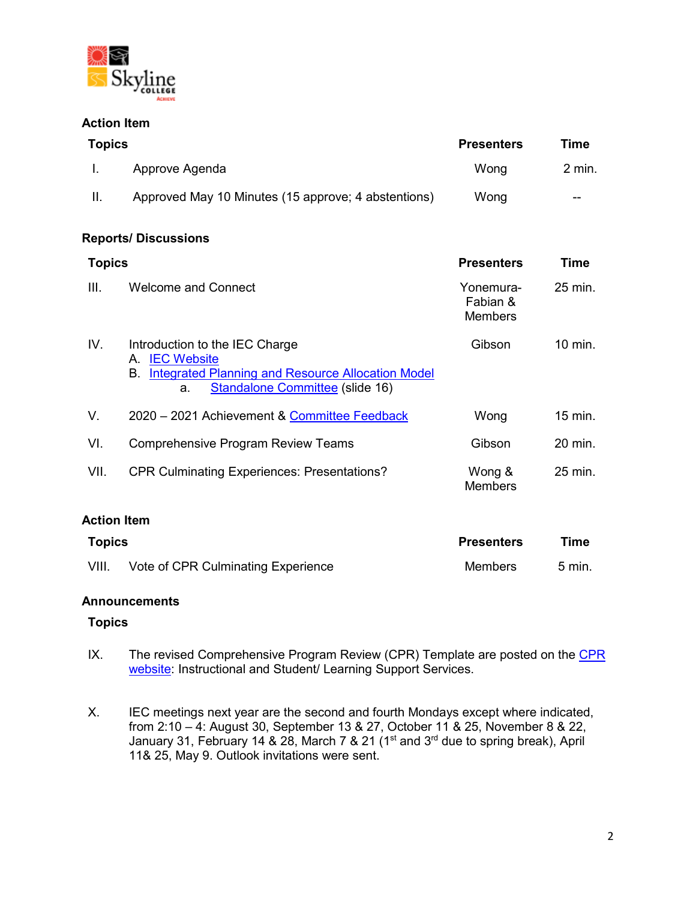**Action Item**

| Topics | | Presenters | Time |
|---|---|---|---|
| I. | Approve Agenda | Wong | 2 min. |
| II. | Approved May 10 Minutes (15 approve; 4 abstentions) | Wong | -- |

**Reports/ Discussions**

| Topics | | Presenters | Time |
|---|---|---|---|
| III. | Welcome and Connect | Yonemura-Fabian & Members | 25 min. |
| IV. | Introduction to the IEC Charge<br>A. IEC Website<br>B. Integrated Planning and Resource Allocation Model<br>a. Standalone Committee (slide 16) | Gibson | 10 min. |
| V. | 2020 – 2021 Achievement & Committee Feedback | Wong | 15 min. |
| VI. | Comprehensive Program Review Teams | Gibson | 20 min. |
| VII. | CPR Culminating Experiences: Presentations? | Wong & Members | 25 min. |

**Action Item**

| Topics | | Presenters | Time |
|---|---|---|---|
| VIII. | Vote of CPR Culminating Experience | Members | 5 min. |

**Announcements**

**Topics**

IX. The revised Comprehensive Program Review (CPR) Template are posted on the CPR website: Instructional and Student/ Learning Support Services.

X. IEC meetings next year are the second and fourth Mondays except where indicated, from 2:10 – 4: August 30, September 13 & 27, October 11 & 25, November 8 & 22, January 31, February 14 & 28, March 7 & 21 (1st and 3rd due to spring break), April 11& 25, May 9. Outlook invitations were sent.